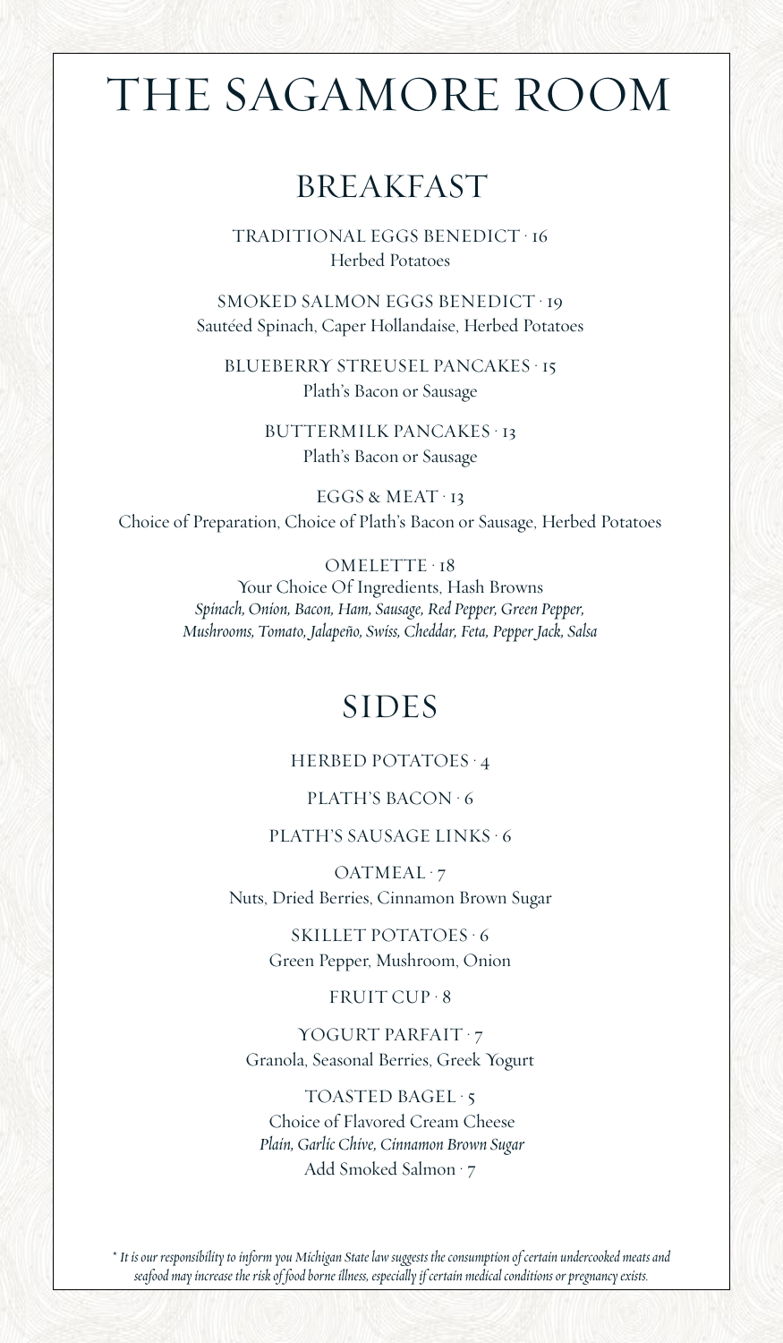# THE SAGAMORE ROOM

## BREAKFAST

TRADITIONAL EGGS BENEDICT · 16
Herbed Potatoes

SMOKED SALMON EGGS BENEDICT · 19
Sautéed Spinach, Caper Hollandaise, Herbed Potatoes

BLUEBERRY STREUSEL PANCAKES · 15
Plath's Bacon or Sausage

BUTTERMILK PANCAKES · 13
Plath's Bacon or Sausage

EGGS & MEAT · 13
Choice of Preparation, Choice of Plath's Bacon or Sausage, Herbed Potatoes

OMELETTE · 18
Your Choice Of Ingredients, Hash Browns
*Spinach, Onion, Bacon, Ham, Sausage, Red Pepper, Green Pepper, Mushrooms, Tomato, Jalapeño, Swiss, Cheddar, Feta, Pepper Jack, Salsa*

## SIDES

HERBED POTATOES · 4

PLATH'S BACON · 6

PLATH'S SAUSAGE LINKS · 6

OATMEAL · 7
Nuts, Dried Berries, Cinnamon Brown Sugar

SKILLET POTATOES · 6
Green Pepper, Mushroom, Onion

FRUIT CUP · 8

YOGURT PARFAIT · 7
Granola, Seasonal Berries, Greek Yogurt

TOASTED BAGEL · 5
Choice of Flavored Cream Cheese
*Plain, Garlic Chive, Cinnamon Brown Sugar*
Add Smoked Salmon · 7

*\* It is our responsibility to inform you Michigan State law suggests the consumption of certain undercooked meats and seafood may increase the risk of food borne illness, especially if certain medical conditions or pregnancy exists.*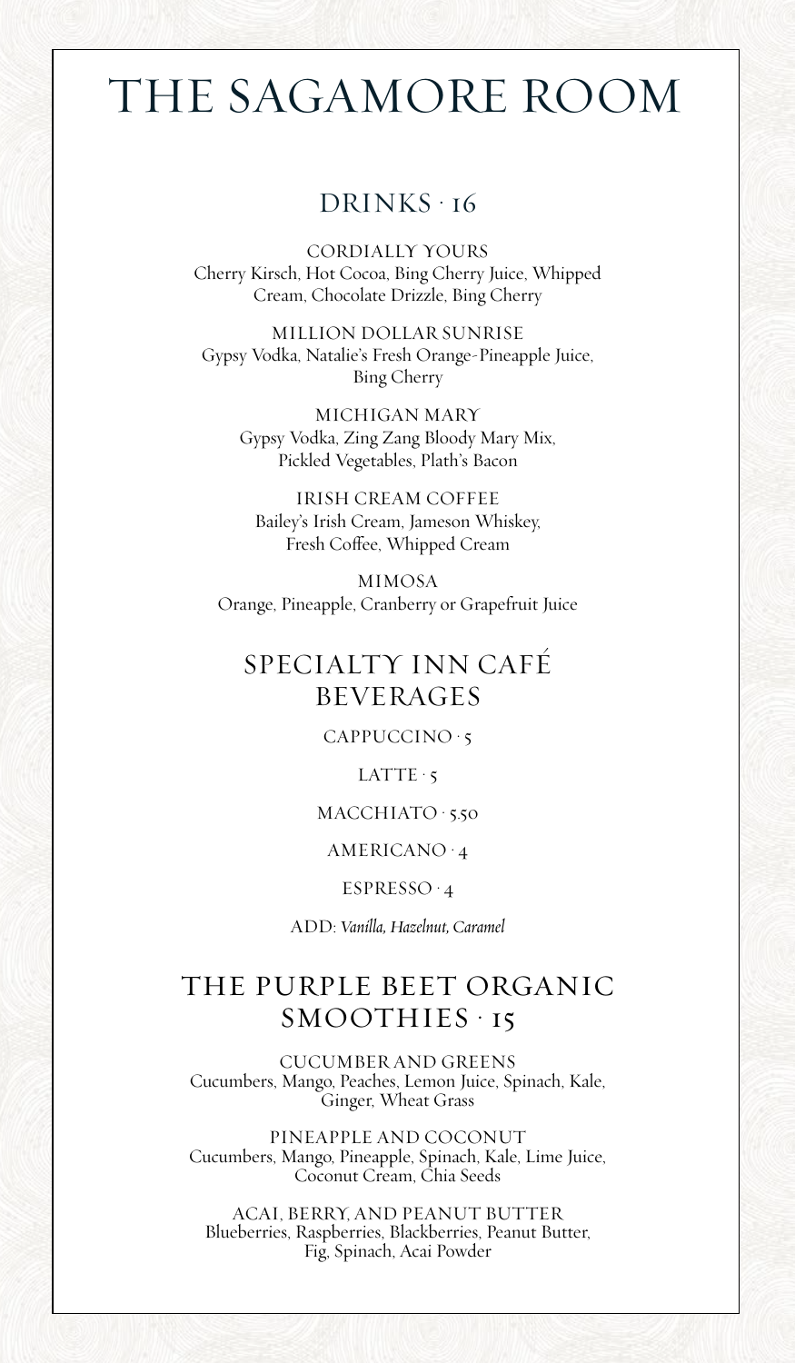# THE SAGAMORE ROOM

## DRINKS · 16

CORDIALLY YOURS
Cherry Kirsch, Hot Cocoa, Bing Cherry Juice, Whipped Cream, Chocolate Drizzle, Bing Cherry

MILLION DOLLAR SUNRISE
Gypsy Vodka, Natalie's Fresh Orange-Pineapple Juice, Bing Cherry

MICHIGAN MARY
Gypsy Vodka, Zing Zang Bloody Mary Mix, Pickled Vegetables, Plath's Bacon

IRISH CREAM COFFEE
Bailey's Irish Cream, Jameson Whiskey, Fresh Coffee, Whipped Cream

MIMOSA
Orange, Pineapple, Cranberry or Grapefruit Juice

## SPECIALTY INN CAFÉ BEVERAGES

CAPPUCCINO · 5

LATTE · 5

MACCHIATO · 5.50

AMERICANO · 4

ESPRESSO · 4

ADD: *Vanilla, Hazelnut, Caramel*

## THE PURPLE BEET ORGANIC SMOOTHIES · 15

CUCUMBER AND GREENS
Cucumbers, Mango, Peaches, Lemon Juice, Spinach, Kale, Ginger, Wheat Grass

PINEAPPLE AND COCONUT
Cucumbers, Mango, Pineapple, Spinach, Kale, Lime Juice, Coconut Cream, Chia Seeds

ACAI, BERRY, AND PEANUT BUTTER
Blueberries, Raspberries, Blackberries, Peanut Butter, Fig, Spinach, Acai Powder